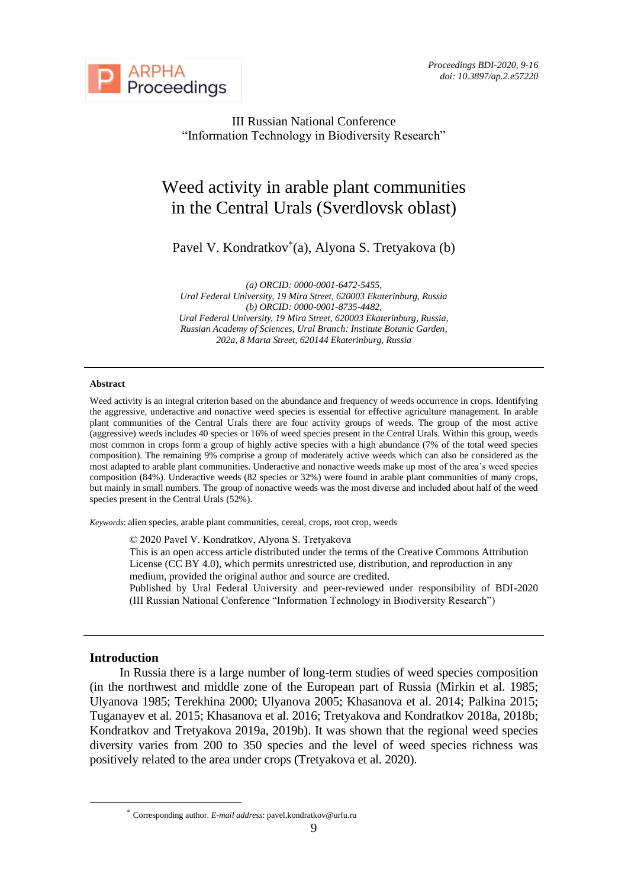III Russian National Conference
"Information Technology in Biodiversity Research"

# Weed activity in arable plant communities in the Central Urals (Sverdlovsk oblast)

Pavel V. Kondratkov*(a), Alyona S. Tretyakova (b)

*(a) ORCID: 0000-0001-6472-5455,*
*Ural Federal University, 19 Mira Street, 620003 Ekaterinburg, Russia*
*(b) ORCID: 0000-0001-8735-4482,*
*Ural Federal University, 19 Mira Street, 620003 Ekaterinburg, Russia,*
*Russian Academy of Sciences, Ural Branch: Institute Botanic Garden,*
*202a, 8 Marta Street, 620144 Ekaterinburg, Russia*

---

**Abstract**

Weed activity is an integral criterion based on the abundance and frequency of weeds occurrence in crops. Identifying the aggressive, underactive and nonactive weed species is essential for effective agriculture management. In arable plant communities of the Central Urals there are four activity groups of weeds. The group of the most active (aggressive) weeds includes 40 species or 16% of weed species present in the Central Urals. Within this group, weeds most common in crops form a group of highly active species with a high abundance (7% of the total weed species composition). The remaining 9% comprise a group of moderately active weeds which can also be considered as the most adapted to arable plant communities. Underactive and nonactive weeds make up most of the area's weed species composition (84%). Underactive weeds (82 species or 32%) were found in arable plant communities of many crops, but mainly in small numbers. The group of nonactive weeds was the most diverse and included about half of the weed species present in the Central Urals (52%).

*Keywords*: alien species, arable plant communities, cereal, crops, root crop, weeds

© 2020 Pavel V. Kondratkov, Alyona S. Tretyakova
This is an open access article distributed under the terms of the Creative Commons Attribution License (CC BY 4.0), which permits unrestricted use, distribution, and reproduction in any medium, provided the original author and source are credited.
Published by Ural Federal University and peer-reviewed under responsibility of BDI-2020 (III Russian National Conference "Information Technology in Biodiversity Research")

---

## Introduction

In Russia there is a large number of long-term studies of weed species composition (in the northwest and middle zone of the European part of Russia (Mirkin et al. 1985; Ulyanova 1985; Terekhina 2000; Ulyanova 2005; Khasanova et al. 2014; Palkina 2015; Tuganayev et al. 2015; Khasanova et al. 2016; Tretyakova and Kondratkov 2018a, 2018b; Kondratkov and Tretyakova 2019a, 2019b). It was shown that the regional weed species diversity varies from 200 to 350 species and the level of weed species richness was positively related to the area under crops (Tretyakova et al. 2020).

---

* Corresponding author. *E-mail address*: pavel.kondratkov@urfu.ru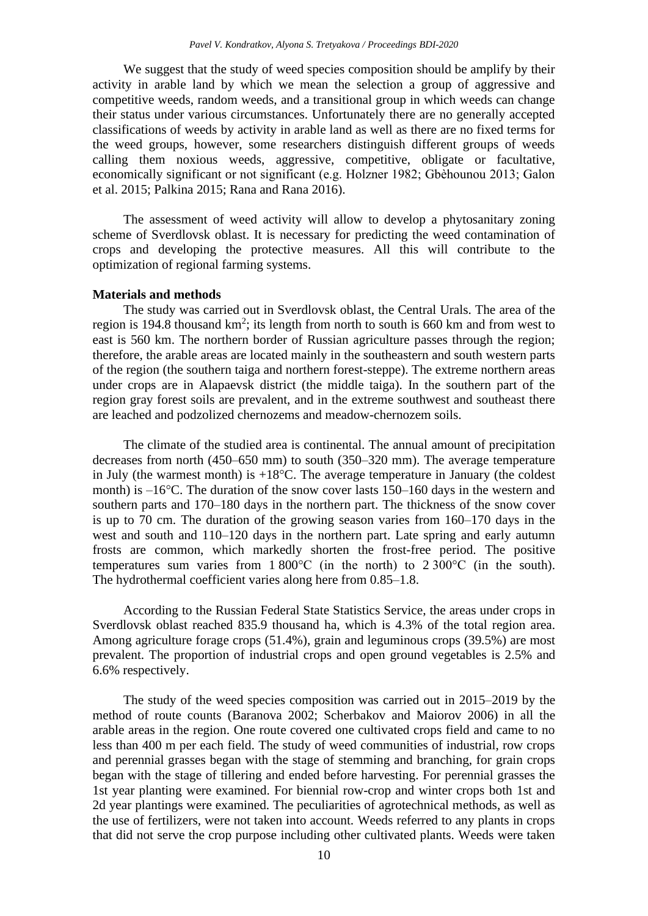We suggest that the study of weed species composition should be amplify by their activity in arable land by which we mean the selection a group of aggressive and competitive weeds, random weeds, and a transitional group in which weeds can change their status under various circumstances. Unfortunately there are no generally accepted classifications of weeds by activity in arable land as well as there are no fixed terms for the weed groups, however, some researchers distinguish different groups of weeds calling them noxious weeds, aggressive, competitive, obligate or facultative, economically significant or not significant (e.g. Holzner 1982; Gbèhounou 2013; Galon et al. 2015; Palkina 2015; Rana and Rana 2016).

The assessment of weed activity will allow to develop a phytosanitary zoning scheme of Sverdlovsk oblast. It is necessary for predicting the weed contamination of crops and developing the protective measures. All this will contribute to the optimization of regional farming systems.

## Materials and methods

The study was carried out in Sverdlovsk oblast, the Central Urals. The area of the region is 194.8 thousand km$^2$; its length from north to south is 660 km and from west to east is 560 km. The northern border of Russian agriculture passes through the region; therefore, the arable areas are located mainly in the southeastern and south western parts of the region (the southern taiga and northern forest-steppe). The extreme northern areas under crops are in Alapaevsk district (the middle taiga). In the southern part of the region gray forest soils are prevalent, and in the extreme southwest and southeast there are leached and podzolized chernozems and meadow-chernozem soils.

The climate of the studied area is continental. The annual amount of precipitation decreases from north (450–650 mm) to south (350–320 mm). The average temperature in July (the warmest month) is +18°C. The average temperature in January (the coldest month) is –16°C. The duration of the snow cover lasts 150–160 days in the western and southern parts and 170–180 days in the northern part. The thickness of the snow cover is up to 70 cm. The duration of the growing season varies from 160–170 days in the west and south and 110–120 days in the northern part. Late spring and early autumn frosts are common, which markedly shorten the frost-free period. The positive temperatures sum varies from 1 800°C (in the north) to 2 300°C (in the south). The hydrothermal coefficient varies along here from 0.85–1.8.

According to the Russian Federal State Statistics Service, the areas under crops in Sverdlovsk oblast reached 835.9 thousand ha, which is 4.3% of the total region area. Among agriculture forage crops (51.4%), grain and leguminous crops (39.5%) are most prevalent. The proportion of industrial crops and open ground vegetables is 2.5% and 6.6% respectively.

The study of the weed species composition was carried out in 2015–2019 by the method of route counts (Baranova 2002; Scherbakov and Maiorov 2006) in all the arable areas in the region. One route covered one cultivated crops field and came to no less than 400 m per each field. The study of weed communities of industrial, row crops and perennial grasses began with the stage of stemming and branching, for grain crops began with the stage of tillering and ended before harvesting. For perennial grasses the 1st year planting were examined. For biennial row-crop and winter crops both 1st and 2d year plantings were examined. The peculiarities of agrotechnical methods, as well as the use of fertilizers, were not taken into account. Weeds referred to any plants in crops that did not serve the crop purpose including other cultivated plants. Weeds were taken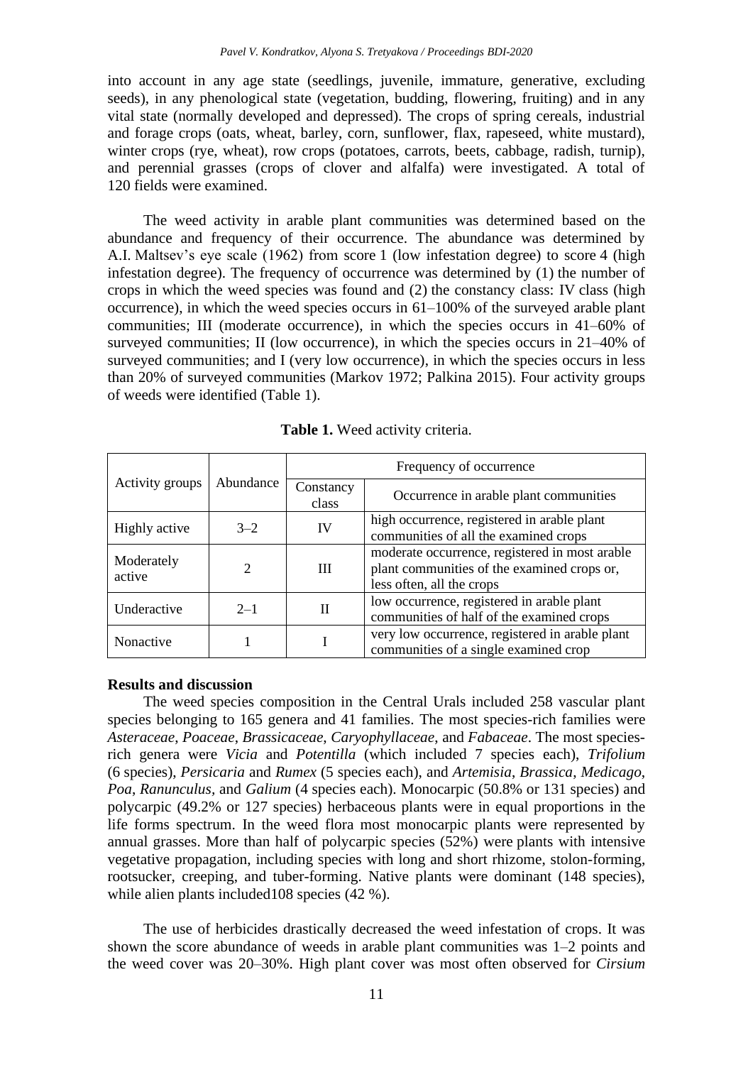into account in any age state (seedlings, juvenile, immature, generative, excluding seeds), in any phenological state (vegetation, budding, flowering, fruiting) and in any vital state (normally developed and depressed). The crops of spring cereals, industrial and forage crops (oats, wheat, barley, corn, sunflower, flax, rapeseed, white mustard), winter crops (rye, wheat), row crops (potatoes, carrots, beets, cabbage, radish, turnip), and perennial grasses (crops of clover and alfalfa) were investigated. A total of 120 fields were examined.

The weed activity in arable plant communities was determined based on the abundance and frequency of their occurrence. The abundance was determined by A.I. Maltsev's eye scale (1962) from score 1 (low infestation degree) to score 4 (high infestation degree). The frequency of occurrence was determined by (1) the number of crops in which the weed species was found and (2) the constancy class: IV class (high occurrence), in which the weed species occurs in 61–100% of the surveyed arable plant communities; III (moderate occurrence), in which the species occurs in 41–60% of surveyed communities; II (low occurrence), in which the species occurs in 21–40% of surveyed communities; and I (very low occurrence), in which the species occurs in less than 20% of surveyed communities (Markov 1972; Palkina 2015). Four activity groups of weeds were identified (Table 1).

**Table 1.** Weed activity criteria.

| Activity groups | Abundance | Frequency of occurrence | |
|---|---|---|---|
| | | Constancy class | Occurrence in arable plant communities |
| Highly active | 3–2 | IV | high occurrence, registered in arable plant communities of all the examined crops |
| Moderately active | 2 | III | moderate occurrence, registered in most arable plant communities of the examined crops or, less often, all the crops |
| Underactive | 2–1 | II | low occurrence, registered in arable plant communities of half of the examined crops |
| Nonactive | 1 | I | very low occurrence, registered in arable plant communities of a single examined crop |

## Results and discussion

The weed species composition in the Central Urals included 258 vascular plant species belonging to 165 genera and 41 families. The most species-rich families were *Asteraceae*, *Poaceae*, *Brassicaceae*, *Caryophyllaceae*, and *Fabaceae*. The most species-rich genera were *Vicia* and *Potentilla* (which included 7 species each), *Trifolium* (6 species), *Persicaria* and *Rumex* (5 species each), and *Artemisia*, *Brassica*, *Medicago*, *Poa*, *Ranunculus*, and *Galium* (4 species each). Monocarpic (50.8% or 131 species) and polycarpic (49.2% or 127 species) herbaceous plants were in equal proportions in the life forms spectrum. In the weed flora most monocarpic plants were represented by annual grasses. More than half of polycarpic species (52%) were plants with intensive vegetative propagation, including species with long and short rhizome, stolon-forming, rootsucker, creeping, and tuber-forming. Native plants were dominant (148 species), while alien plants included108 species (42 %).

The use of herbicides drastically decreased the weed infestation of crops. It was shown the score abundance of weeds in arable plant communities was 1–2 points and the weed cover was 20–30%. High plant cover was most often observed for *Cirsium*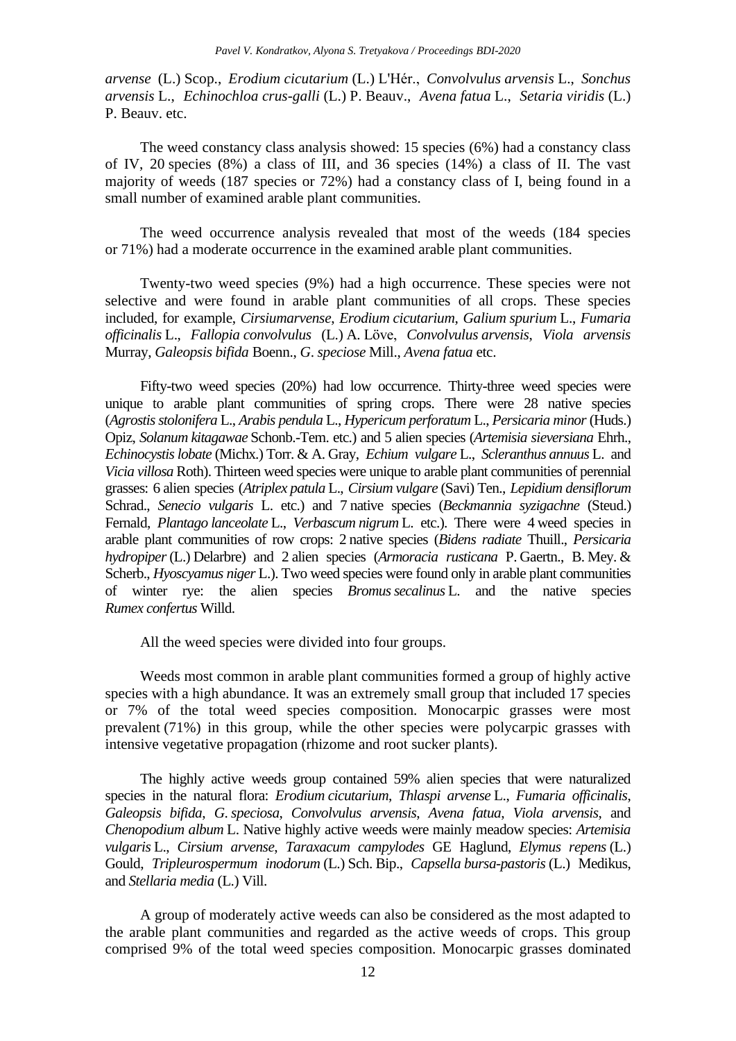*arvense* (L.) Scop., *Erodium cicutarium* (L.) L'Hér., *Convolvulus arvensis* L., *Sonchus arvensis* L., *Echinochloa crus-galli* (L.) P. Beauv., *Avena fatua* L., *Setaria viridis* (L.) P. Beauv. etc.

The weed constancy class analysis showed: 15 species (6%) had a constancy class of IV, 20 species (8%) a class of III, and 36 species (14%) a class of II. The vast majority of weeds (187 species or 72%) had a constancy class of I, being found in a small number of examined arable plant communities.

The weed occurrence analysis revealed that most of the weeds (184 species or 71%) had a moderate occurrence in the examined arable plant communities.

Twenty-two weed species (9%) had a high occurrence. These species were not selective and were found in arable plant communities of all crops. These species included, for example, *Cirsiumarvense*, *Erodium cicutarium*, *Galium spurium* L., *Fumaria officinalis* L., *Fallopia convolvulus* (L.) A. Löve, *Convolvulus arvensis*, *Viola arvensis* Murray, *Galeopsis bifida* Boenn., *G. speciose* Mill., *Avena fatua* etc.

Fifty-two weed species (20%) had low occurrence. Thirty-three weed species were unique to arable plant communities of spring crops. There were 28 native species (*Agrostis stolonifera* L., *Arabis pendula* L., *Hypericum perforatum* L., *Persicaria minor* (Huds.) Opiz, *Solanum kitagawae* Schonb.-Tem. etc.) and 5 alien species (*Artemisia sieversiana* Ehrh., *Echinocystis lobate* (Michx.) Torr. & A. Gray, *Echium vulgare* L., *Scleranthus annuus* L. and *Vicia villosa* Roth). Thirteen weed species were unique to arable plant communities of perennial grasses: 6 alien species (*Atriplex patula* L., *Cirsium vulgare* (Savi) Ten., *Lepidium densiflorum* Schrad., *Senecio vulgaris* L. etc.) and 7 native species (*Beckmannia syzigachne* (Steud.) Fernald, *Plantago lanceolate* L., *Verbascum nigrum* L. etc.). There were 4 weed species in arable plant communities of row crops: 2 native species (*Bidens radiate* Thuill., *Persicaria hydropiper* (L.) Delarbre) and 2 alien species (*Armoracia rusticana* P. Gaertn., B. Mey. & Scherb., *Hyoscyamus niger* L.). Two weed species were found only in arable plant communities of winter rye: the alien species *Bromus secalinus* L. and the native species *Rumex confertus* Willd.

All the weed species were divided into four groups.

Weeds most common in arable plant communities formed a group of highly active species with a high abundance. It was an extremely small group that included 17 species or 7% of the total weed species composition. Monocarpic grasses were most prevalent (71%) in this group, while the other species were polycarpic grasses with intensive vegetative propagation (rhizome and root sucker plants).

The highly active weeds group contained 59% alien species that were naturalized species in the natural flora: *Erodium cicutarium*, *Thlaspi arvense* L., *Fumaria officinalis*, *Galeopsis bifida*, *G. speciosa*, *Convolvulus arvensis*, *Avena fatua*, *Viola arvensis*, and *Chenopodium album* L. Native highly active weeds were mainly meadow species: *Artemisia vulgaris* L., *Cirsium arvense*, *Taraxacum campylodes* GE Haglund, *Elymus repens* (L.) Gould, *Tripleurospermum inodorum* (L.) Sch. Bip., *Capsella bursa-pastoris* (L.) Medikus, and *Stellaria media* (L.) Vill.

A group of moderately active weeds can also be considered as the most adapted to the arable plant communities and regarded as the active weeds of crops. This group comprised 9% of the total weed species composition. Monocarpic grasses dominated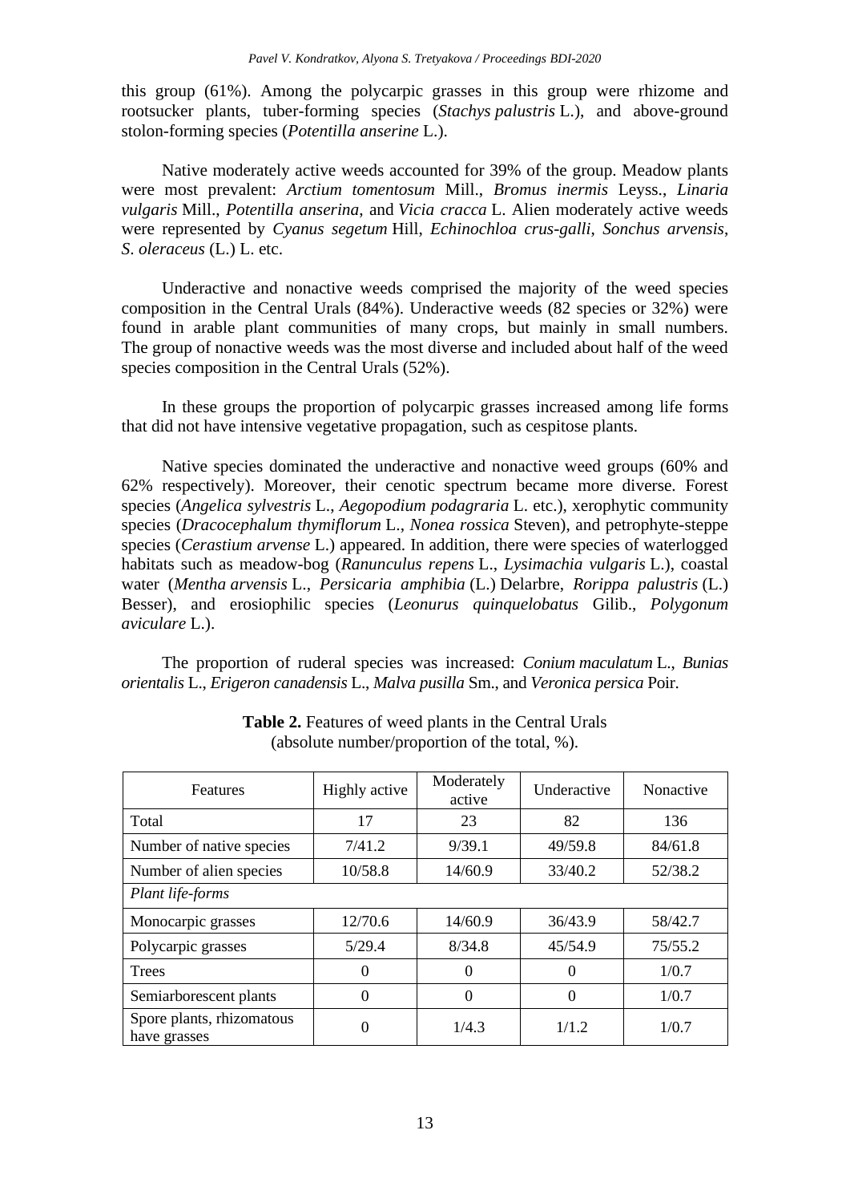this group (61%). Among the polycarpic grasses in this group were rhizome and rootsucker plants, tuber-forming species (*Stachys palustris* L.), and above-ground stolon-forming species (*Potentilla anserine* L.).

Native moderately active weeds accounted for 39% of the group. Meadow plants were most prevalent: *Arctium tomentosum* Mill., *Bromus inermis* Leyss., *Linaria vulgaris* Mill., *Potentilla anserina*, and *Vicia cracca* L. Alien moderately active weeds were represented by *Cyanus segetum* Hill, *Echinochloa crus-galli*, *Sonchus arvensis*, *S. oleraceus* (L.) L. etc.

Underactive and nonactive weeds comprised the majority of the weed species composition in the Central Urals (84%). Underactive weeds (82 species or 32%) were found in arable plant communities of many crops, but mainly in small numbers. The group of nonactive weeds was the most diverse and included about half of the weed species composition in the Central Urals (52%).

In these groups the proportion of polycarpic grasses increased among life forms that did not have intensive vegetative propagation, such as cespitose plants.

Native species dominated the underactive and nonactive weed groups (60% and 62% respectively). Moreover, their cenotic spectrum became more diverse. Forest species (*Angelica sylvestris* L., *Aegopodium podagraria* L. etc.), xerophytic community species (*Dracocephalum thymiflorum* L., *Nonea rossica* Steven), and petrophyte-steppe species (*Cerastium arvense* L.) appeared. In addition, there were species of waterlogged habitats such as meadow-bog (*Ranunculus repens* L., *Lysimachia vulgaris* L.), coastal water (*Mentha arvensis* L., *Persicaria amphibia* (L.) Delarbre, *Rorippa palustris* (L.) Besser), and erosiophilic species (*Leonurus quinquelobatus* Gilib., *Polygonum aviculare* L.).

The proportion of ruderal species was increased: *Conium maculatum* L., *Bunias orientalis* L., *Erigeron canadensis* L., *Malva pusilla* Sm., and *Veronica persica* Poir.

**Table 2.** Features of weed plants in the Central Urals (absolute number/proportion of the total, %).

| Features | Highly active | Moderately active | Underactive | Nonactive |
|---|---|---|---|---|
| Total | 17 | 23 | 82 | 136 |
| Number of native species | 7/41.2 | 9/39.1 | 49/59.8 | 84/61.8 |
| Number of alien species | 10/58.8 | 14/60.9 | 33/40.2 | 52/38.2 |
| *Plant life-forms* | | | | |
| Monocarpic grasses | 12/70.6 | 14/60.9 | 36/43.9 | 58/42.7 |
| Polycarpic grasses | 5/29.4 | 8/34.8 | 45/54.9 | 75/55.2 |
| Trees | 0 | 0 | 0 | 1/0.7 |
| Semiarborescent plants | 0 | 0 | 0 | 1/0.7 |
| Spore plants, rhizomatous have grasses | 0 | 1/4.3 | 1/1.2 | 1/0.7 |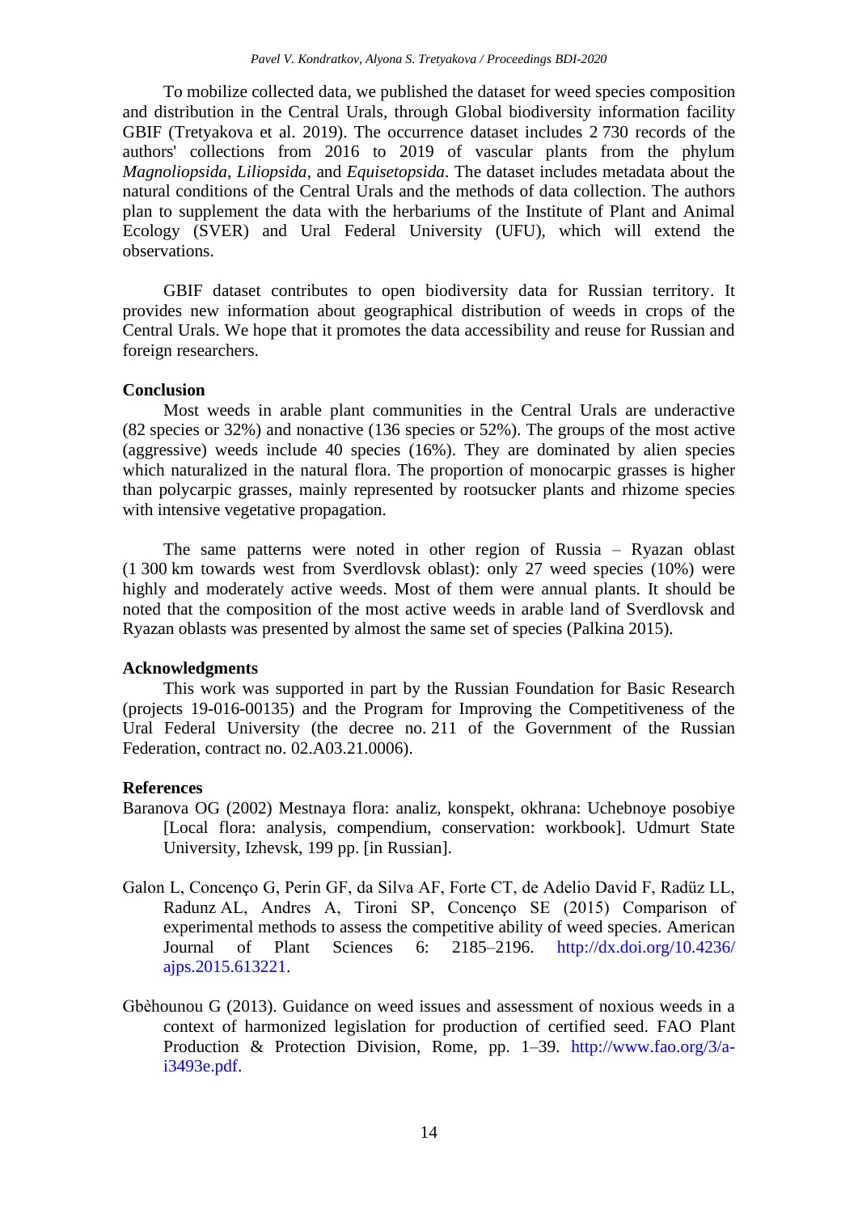To mobilize collected data, we published the dataset for weed species composition and distribution in the Central Urals, through Global biodiversity information facility GBIF (Tretyakova et al. 2019). The occurrence dataset includes 2 730 records of the authors' collections from 2016 to 2019 of vascular plants from the phylum *Magnoliopsida*, *Liliopsida*, and *Equisetopsida*. The dataset includes metadata about the natural conditions of the Central Urals and the methods of data collection. The authors plan to supplement the data with the herbariums of the Institute of Plant and Animal Ecology (SVER) and Ural Federal University (UFU), which will extend the observations.

GBIF dataset contributes to open biodiversity data for Russian territory. It provides new information about geographical distribution of weeds in crops of the Central Urals. We hope that it promotes the data accessibility and reuse for Russian and foreign researchers.

**Conclusion**

Most weeds in arable plant communities in the Central Urals are underactive (82 species or 32%) and nonactive (136 species or 52%). The groups of the most active (aggressive) weeds include 40 species (16%). They are dominated by alien species which naturalized in the natural flora. The proportion of monocarpic grasses is higher than polycarpic grasses, mainly represented by rootsucker plants and rhizome species with intensive vegetative propagation.

The same patterns were noted in other region of Russia – Ryazan oblast (1 300 km towards west from Sverdlovsk oblast): only 27 weed species (10%) were highly and moderately active weeds. Most of them were annual plants. It should be noted that the composition of the most active weeds in arable land of Sverdlovsk and Ryazan oblasts was presented by almost the same set of species (Palkina 2015).

**Acknowledgments**

This work was supported in part by the Russian Foundation for Basic Research (projects 19-016-00135) and the Program for Improving the Competitiveness of the Ural Federal University (the decree no. 211 of the Government of the Russian Federation, contract no. 02.A03.21.0006).

**References**

Baranova OG (2002) Mestnaya flora: analiz, konspekt, okhrana: Uchebnoye posobiye [Local flora: analysis, compendium, conservation: workbook]. Udmurt State University, Izhevsk, 199 pp. [in Russian].

Galon L, Concenço G, Perin GF, da Silva AF, Forte CT, de Adelio David F, Radüz LL, Radunz AL, Andres A, Tironi SP, Concenço SE (2015) Comparison of experimental methods to assess the competitive ability of weed species. American Journal of Plant Sciences 6: 2185–2196. http://dx.doi.org/10.4236/ajps.2015.613221.

Gbèhounou G (2013). Guidance on weed issues and assessment of noxious weeds in a context of harmonized legislation for production of certified seed. FAO Plant Production & Protection Division, Rome, pp. 1–39. http://www.fao.org/3/a-i3493e.pdf.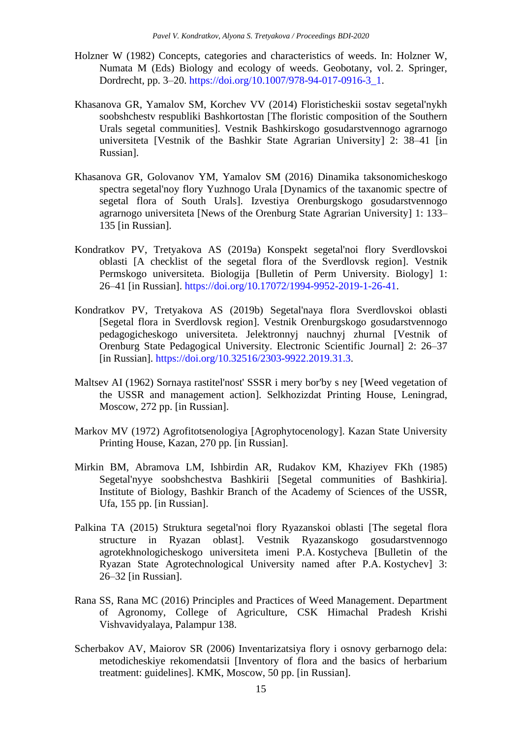Holzner W (1982) Concepts, categories and characteristics of weeds. In: Holzner W, Numata M (Eds) Biology and ecology of weeds. Geobotany, vol. 2. Springer, Dordrecht, pp. 3–20. https://doi.org/10.1007/978-94-017-0916-3_1.

Khasanova GR, Yamalov SM, Korchev VV (2014) Floristicheskii sostav segetal'nykh soobshchestv respubliki Bashkortostan [The floristic composition of the Southern Urals segetal communities]. Vestnik Bashkirskogo gosudarstvennogo agrarnogo universiteta [Vestnik of the Bashkir State Agrarian University] 2: 38–41 [in Russian].

Khasanova GR, Golovanov YM, Yamalov SM (2016) Dinamika taksonomicheskogo spectra segetal'noy flory Yuzhnogo Urala [Dynamics of the taxanomic spectre of segetal flora of South Urals]. Izvestiya Orenburgskogo gosudarstvennogo agrarnogo universiteta [News of the Orenburg State Agrarian University] 1: 133–135 [in Russian].

Kondratkov PV, Tretyakova AS (2019a) Konspekt segetal'noi flory Sverdlovskoi oblasti [A checklist of the segetal flora of the Sverdlovsk region]. Vestnik Permskogo universiteta. Biologija [Bulletin of Perm University. Biology] 1: 26–41 [in Russian]. https://doi.org/10.17072/1994-9952-2019-1-26-41.

Kondratkov PV, Tretyakova AS (2019b) Segetal'naya flora Sverdlovskoi oblasti [Segetal flora in Sverdlovsk region]. Vestnik Orenburgskogo gosudarstvennogo pedagogicheskogo universiteta. Jelektronnyj nauchnyj zhurnal [Vestnik of Orenburg State Pedagogical University. Electronic Scientific Journal] 2: 26–37 [in Russian]. https://doi.org/10.32516/2303-9922.2019.31.3.

Maltsev AI (1962) Sornaya rastitel'nost' SSSR i mery bor'by s ney [Weed vegetation of the USSR and management action]. Selkhozizdat Printing House, Leningrad, Moscow, 272 pp. [in Russian].

Markov MV (1972) Agrofitotsenologiya [Agrophytocenology]. Kazan State University Printing House, Kazan, 270 pp. [in Russian].

Mirkin BM, Abramova LM, Ishbirdin AR, Rudakov KM, Khaziyev FKh (1985) Segetal'nyye soobshchestva Bashkirii [Segetal communities of Bashkiria]. Institute of Biology, Bashkir Branch of the Academy of Sciences of the USSR, Ufa, 155 pp. [in Russian].

Palkina TA (2015) Struktura segetal'noi flory Ryazanskoi oblasti [The segetal flora structure in Ryazan oblast]. Vestnik Ryazanskogo gosudarstvennogo agrotekhnologicheskogo universiteta imeni P.A. Kostycheva [Bulletin of the Ryazan State Agrotechnological University named after P.A. Kostychev] 3: 26–32 [in Russian].

Rana SS, Rana MC (2016) Principles and Practices of Weed Management. Department of Agronomy, College of Agriculture, CSK Himachal Pradesh Krishi Vishvavidyalaya, Palampur 138.

Scherbakov AV, Maiorov SR (2006) Inventarizatsiya flory i osnovy gerbarnogo dela: metodicheskiye rekomendatsii [Inventory of flora and the basics of herbarium treatment: guidelines]. KMK, Moscow, 50 pp. [in Russian].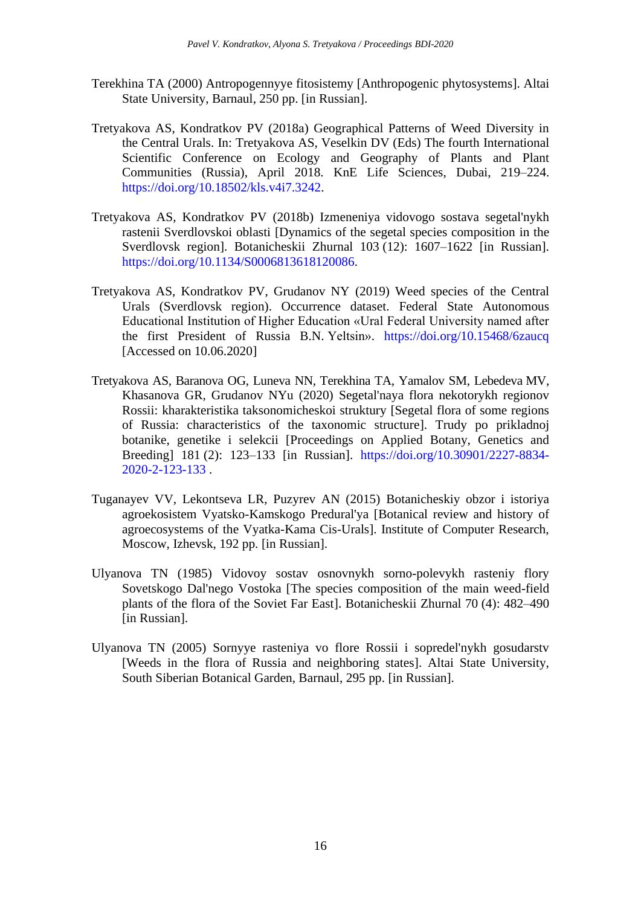Terekhina TA (2000) Antropogennyye fitosistemy [Anthropogenic phytosystems]. Altai State University, Barnaul, 250 pp. [in Russian].

Tretyakova AS, Kondratkov PV (2018a) Geographical Patterns of Weed Diversity in the Central Urals. In: Tretyakova AS, Veselkin DV (Eds) The fourth International Scientific Conference on Ecology and Geography of Plants and Plant Communities (Russia), April 2018. KnE Life Sciences, Dubai, 219–224. https://doi.org/10.18502/kls.v4i7.3242.

Tretyakova AS, Kondratkov PV (2018b) Izmeneniya vidovogo sostava segetal'nykh rastenii Sverdlovskoi oblasti [Dynamics of the segetal species composition in the Sverdlovsk region]. Botanicheskii Zhurnal 103 (12): 1607–1622 [in Russian]. https://doi.org/10.1134/S0006813618120086.

Tretyakova AS, Kondratkov PV, Grudanov NY (2019) Weed species of the Central Urals (Sverdlovsk region). Occurrence dataset. Federal State Autonomous Educational Institution of Higher Education «Ural Federal University named after the first President of Russia B.N. Yeltsin». https://doi.org/10.15468/6zaucq [Accessed on 10.06.2020]

Tretyakova AS, Baranova OG, Luneva NN, Terekhina TA, Yamalov SM, Lebedeva MV, Khasanova GR, Grudanov NYu (2020) Segetal'naya flora nekotorykh regionov Rossii: kharakteristika taksonomicheskoi struktury [Segetal flora of some regions of Russia: characteristics of the taxonomic structure]. Trudy po prikladnoj botanike, genetike i selekcii [Proceedings on Applied Botany, Genetics and Breeding] 181 (2): 123–133 [in Russian]. https://doi.org/10.30901/2227-8834-2020-2-123-133 .

Tuganayev VV, Lekontseva LR, Puzyrev AN (2015) Botanicheskiy obzor i istoriya agroekosistem Vyatsko-Kamskogo Predural'ya [Botanical review and history of agroecosystems of the Vyatka-Kama Cis-Urals]. Institute of Computer Research, Moscow, Izhevsk, 192 pp. [in Russian].

Ulyanova TN (1985) Vidovoy sostav osnovnykh sorno-polevykh rasteniy flory Sovetskogo Dal'nego Vostoka [The species composition of the main weed-field plants of the flora of the Soviet Far East]. Botanicheskii Zhurnal 70 (4): 482–490 [in Russian].

Ulyanova TN (2005) Sornyye rasteniya vo flore Rossii i sopredel'nykh gosudarstv [Weeds in the flora of Russia and neighboring states]. Altai State University, South Siberian Botanical Garden, Barnaul, 295 pp. [in Russian].